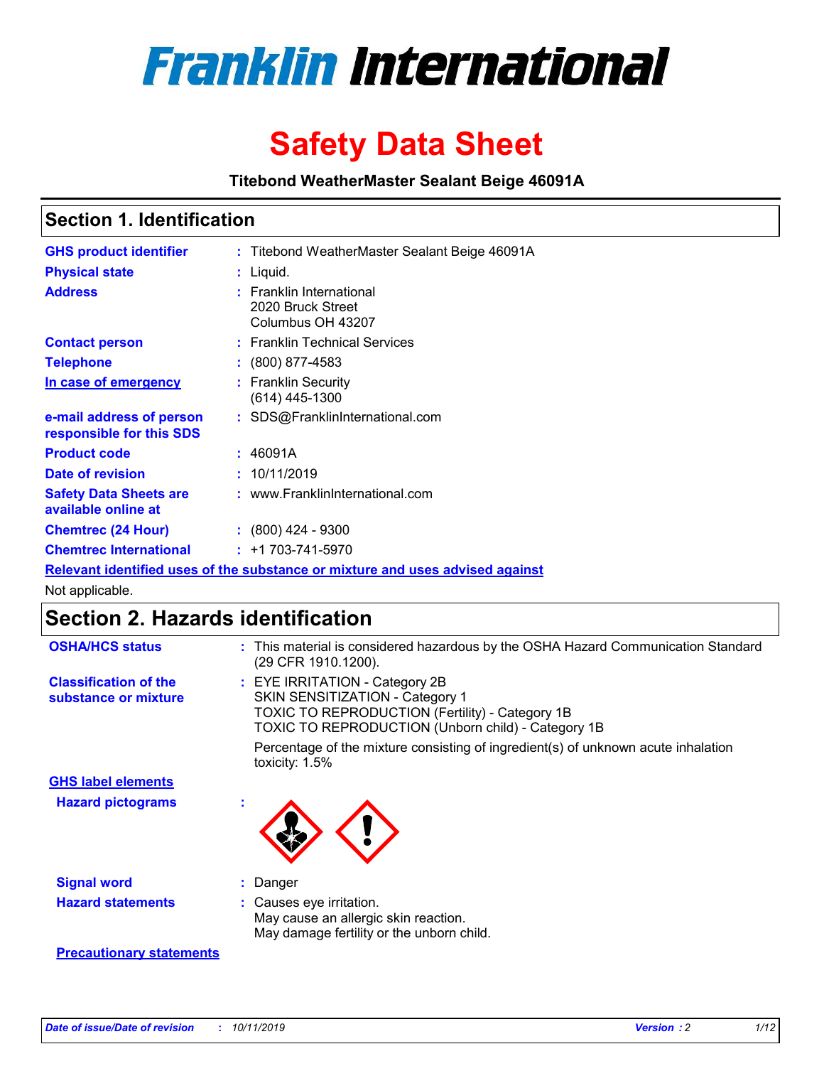# Franklin International

# Safety Data Sheet

**Titebond WeatherMaster Sealant Beige 46091A**

## Section 1. Identification

| | | |
|---|---|---|
| **GHS product identifier** | : | Titebond WeatherMaster Sealant Beige 46091A |
| **Physical state** | : | Liquid. |
| **Address** | : | Franklin International<br>2020 Bruck Street<br>Columbus OH 43207 |
| **Contact person** | : | Franklin Technical Services |
| **Telephone** | : | (800) 877-4583 |
| **In case of emergency** | : | Franklin Security<br>(614) 445-1300 |
| **e-mail address of person responsible for this SDS** | : | SDS@FranklinInternational.com |
| **Product code** | : | 46091A |
| **Date of revision** | : | 10/11/2019 |
| **Safety Data Sheets are available online at** | : | www.FranklinInternational.com |
| **Chemtrec (24 Hour)** | : | (800) 424 - 9300 |
| **Chemtrec International** | : | +1 703-741-5970 |

**Relevant identified uses of the substance or mixture and uses advised against**

Not applicable.

## Section 2. Hazards identification

| | | |
|---|---|---|
| **OSHA/HCS status** | : | This material is considered hazardous by the OSHA Hazard Communication Standard (29 CFR 1910.1200). |
| **Classification of the substance or mixture** | : | EYE IRRITATION - Category 2B<br>SKIN SENSITIZATION - Category 1<br>TOXIC TO REPRODUCTION (Fertility) - Category 1B<br>TOXIC TO REPRODUCTION (Unborn child) - Category 1B<br><br>Percentage of the mixture consisting of ingredient(s) of unknown acute inhalation toxicity: 1.5% |

**GHS label elements**

| | | |
|---|---|---|
| **Hazard pictograms** | : | |
| **Signal word** | : | Danger |
| **Hazard statements** | : | Causes eye irritation.<br>May cause an allergic skin reaction.<br>May damage fertility or the unborn child. |

**Precautionary statements**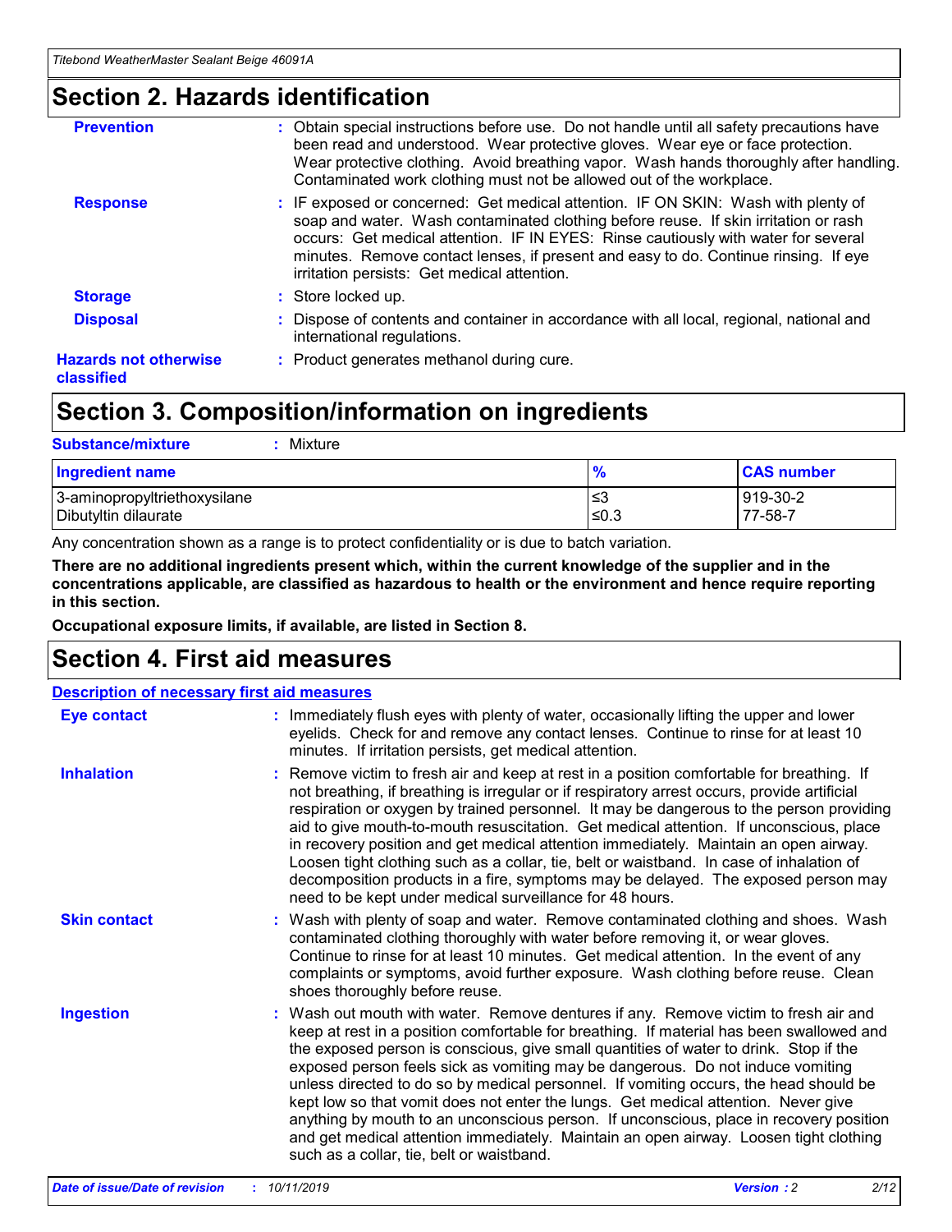## Section 2. Hazards identification

**Prevention** : Obtain special instructions before use. Do not handle until all safety precautions have been read and understood. Wear protective gloves. Wear eye or face protection. Wear protective clothing. Avoid breathing vapor. Wash hands thoroughly after handling. Contaminated work clothing must not be allowed out of the workplace.

**Response** : IF exposed or concerned: Get medical attention. IF ON SKIN: Wash with plenty of soap and water. Wash contaminated clothing before reuse. If skin irritation or rash occurs: Get medical attention. IF IN EYES: Rinse cautiously with water for several minutes. Remove contact lenses, if present and easy to do. Continue rinsing. If eye irritation persists: Get medical attention.

**Storage** : Store locked up.

**Disposal** : Dispose of contents and container in accordance with all local, regional, national and international regulations.

**Hazards not otherwise classified** : Product generates methanol during cure.

## Section 3. Composition/information on ingredients

**Substance/mixture** : Mixture

| Ingredient name | % | CAS number |
|---|---|---|
| 3-aminopropyltriethoxysilane | ≤3 | 919-30-2 |
| Dibutyltin dilaurate | ≤0.3 | 77-58-7 |

Any concentration shown as a range is to protect confidentiality or is due to batch variation.

**There are no additional ingredients present which, within the current knowledge of the supplier and in the concentrations applicable, are classified as hazardous to health or the environment and hence require reporting in this section.**

**Occupational exposure limits, if available, are listed in Section 8.**

## Section 4. First aid measures

**Description of necessary first aid measures**

**Eye contact** : Immediately flush eyes with plenty of water, occasionally lifting the upper and lower eyelids. Check for and remove any contact lenses. Continue to rinse for at least 10 minutes. If irritation persists, get medical attention.

**Inhalation** : Remove victim to fresh air and keep at rest in a position comfortable for breathing. If not breathing, if breathing is irregular or if respiratory arrest occurs, provide artificial respiration or oxygen by trained personnel. It may be dangerous to the person providing aid to give mouth-to-mouth resuscitation. Get medical attention. If unconscious, place in recovery position and get medical attention immediately. Maintain an open airway. Loosen tight clothing such as a collar, tie, belt or waistband. In case of inhalation of decomposition products in a fire, symptoms may be delayed. The exposed person may need to be kept under medical surveillance for 48 hours.

**Skin contact** : Wash with plenty of soap and water. Remove contaminated clothing and shoes. Wash contaminated clothing thoroughly with water before removing it, or wear gloves. Continue to rinse for at least 10 minutes. Get medical attention. In the event of any complaints or symptoms, avoid further exposure. Wash clothing before reuse. Clean shoes thoroughly before reuse.

**Ingestion** : Wash out mouth with water. Remove dentures if any. Remove victim to fresh air and keep at rest in a position comfortable for breathing. If material has been swallowed and the exposed person is conscious, give small quantities of water to drink. Stop if the exposed person feels sick as vomiting may be dangerous. Do not induce vomiting unless directed to do so by medical personnel. If vomiting occurs, the head should be kept low so that vomit does not enter the lungs. Get medical attention. Never give anything by mouth to an unconscious person. If unconscious, place in recovery position and get medical attention immediately. Maintain an open airway. Loosen tight clothing such as a collar, tie, belt or waistband.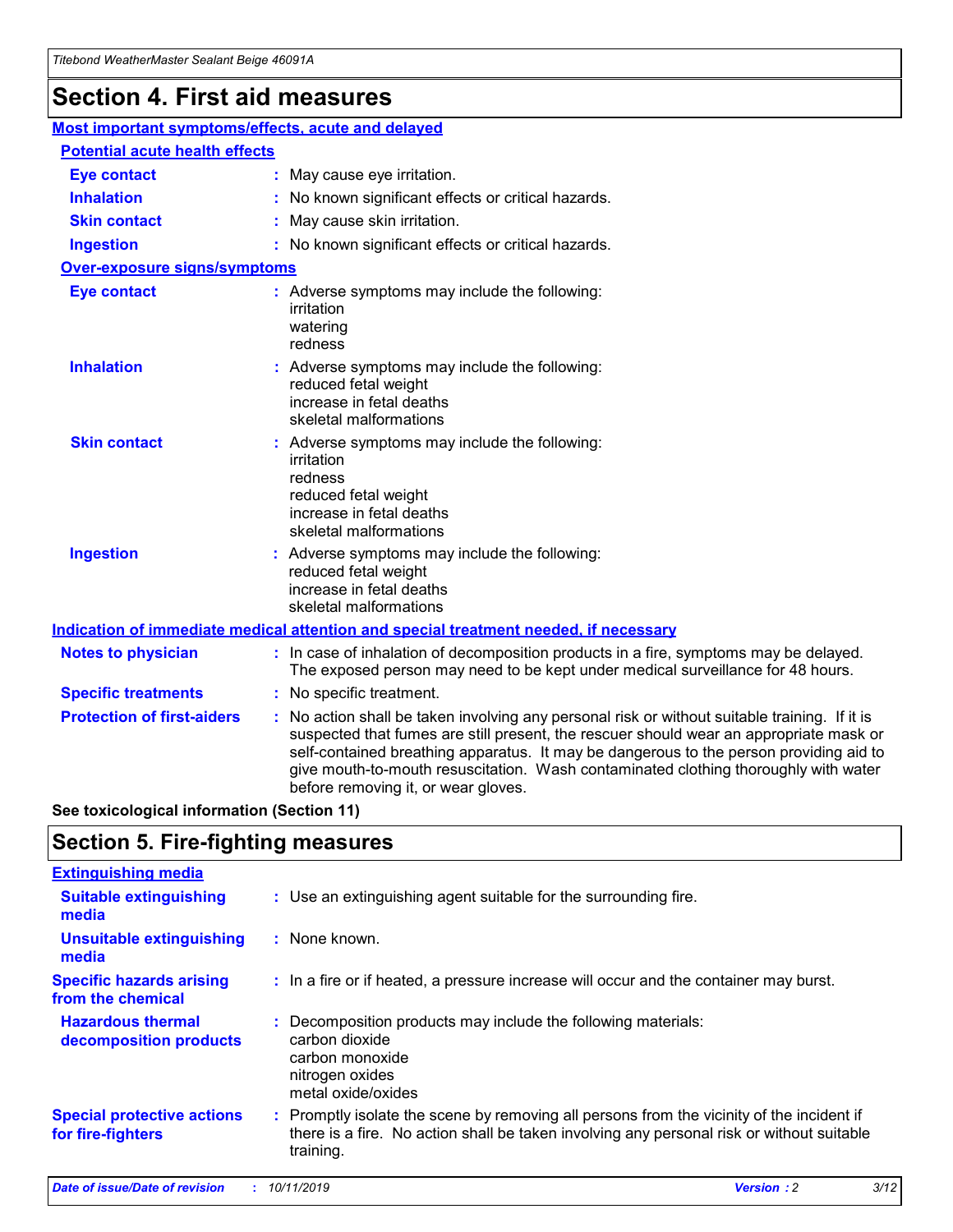# Section 4. First aid measures

## Most important symptoms/effects, acute and delayed

### Potential acute health effects

**Eye contact** : May cause eye irritation.

**Inhalation** : No known significant effects or critical hazards.

**Skin contact** : May cause skin irritation.

**Ingestion** : No known significant effects or critical hazards.

### Over-exposure signs/symptoms

**Eye contact** : Adverse symptoms may include the following:
irritation
watering
redness

**Inhalation** : Adverse symptoms may include the following:
reduced fetal weight
increase in fetal deaths
skeletal malformations

**Skin contact** : Adverse symptoms may include the following:
irritation
redness
reduced fetal weight
increase in fetal deaths
skeletal malformations

**Ingestion** : Adverse symptoms may include the following:
reduced fetal weight
increase in fetal deaths
skeletal malformations

## Indication of immediate medical attention and special treatment needed, if necessary

**Notes to physician** : In case of inhalation of decomposition products in a fire, symptoms may be delayed. The exposed person may need to be kept under medical surveillance for 48 hours.

**Specific treatments** : No specific treatment.

**Protection of first-aiders** : No action shall be taken involving any personal risk or without suitable training. If it is suspected that fumes are still present, the rescuer should wear an appropriate mask or self-contained breathing apparatus. It may be dangerous to the person providing aid to give mouth-to-mouth resuscitation. Wash contaminated clothing thoroughly with water before removing it, or wear gloves.

**See toxicological information (Section 11)**

# Section 5. Fire-fighting measures

## Extinguishing media

**Suitable extinguishing media** : Use an extinguishing agent suitable for the surrounding fire.

**Unsuitable extinguishing media** : None known.

**Specific hazards arising from the chemical** : In a fire or if heated, a pressure increase will occur and the container may burst.

**Hazardous thermal decomposition products** : Decomposition products may include the following materials:
carbon dioxide
carbon monoxide
nitrogen oxides
metal oxide/oxides

**Special protective actions for fire-fighters** : Promptly isolate the scene by removing all persons from the vicinity of the incident if there is a fire. No action shall be taken involving any personal risk or without suitable training.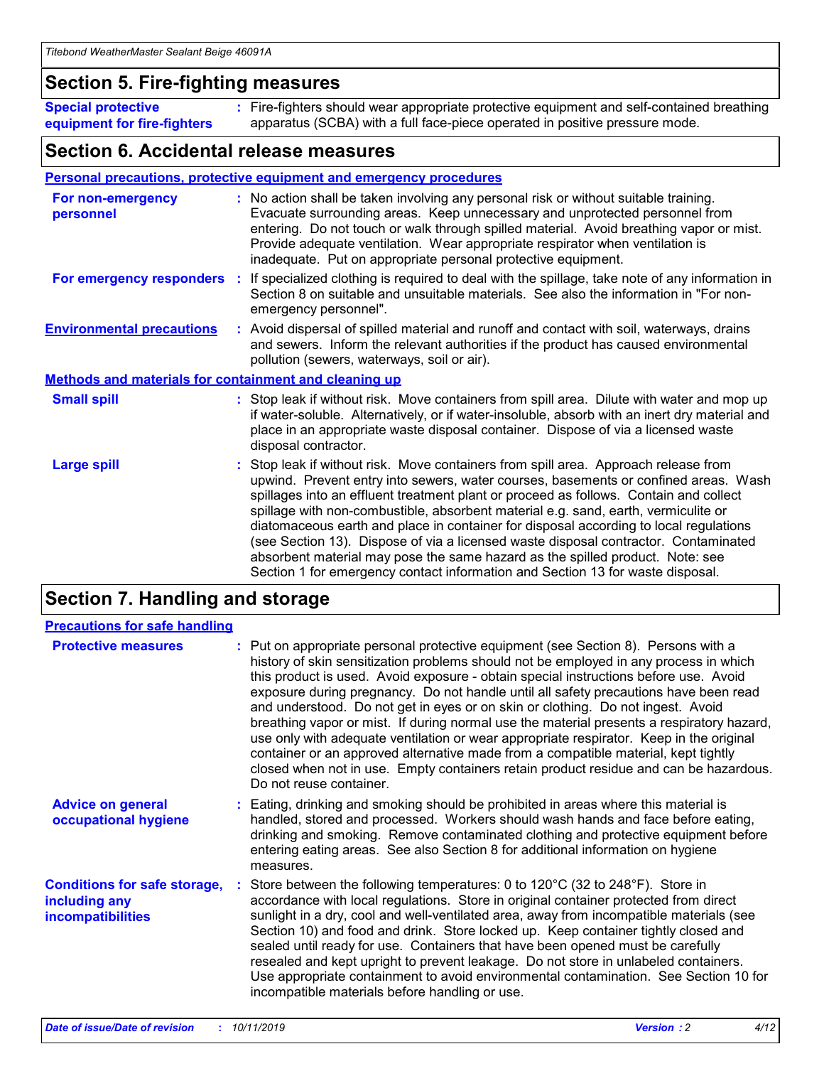## Section 5. Fire-fighting measures

**Special protective equipment for fire-fighters** : Fire-fighters should wear appropriate protective equipment and self-contained breathing apparatus (SCBA) with a full face-piece operated in positive pressure mode.

## Section 6. Accidental release measures

### Personal precautions, protective equipment and emergency procedures

**For non-emergency personnel** : No action shall be taken involving any personal risk or without suitable training. Evacuate surrounding areas. Keep unnecessary and unprotected personnel from entering. Do not touch or walk through spilled material. Avoid breathing vapor or mist. Provide adequate ventilation. Wear appropriate respirator when ventilation is inadequate. Put on appropriate personal protective equipment.

**For emergency responders** : If specialized clothing is required to deal with the spillage, take note of any information in Section 8 on suitable and unsuitable materials. See also the information in "For non-emergency personnel".

**Environmental precautions** : Avoid dispersal of spilled material and runoff and contact with soil, waterways, drains and sewers. Inform the relevant authorities if the product has caused environmental pollution (sewers, waterways, soil or air).

### Methods and materials for containment and cleaning up

**Small spill** : Stop leak if without risk. Move containers from spill area. Dilute with water and mop up if water-soluble. Alternatively, or if water-insoluble, absorb with an inert dry material and place in an appropriate waste disposal container. Dispose of via a licensed waste disposal contractor.

**Large spill** : Stop leak if without risk. Move containers from spill area. Approach release from upwind. Prevent entry into sewers, water courses, basements or confined areas. Wash spillages into an effluent treatment plant or proceed as follows. Contain and collect spillage with non-combustible, absorbent material e.g. sand, earth, vermiculite or diatomaceous earth and place in container for disposal according to local regulations (see Section 13). Dispose of via a licensed waste disposal contractor. Contaminated absorbent material may pose the same hazard as the spilled product. Note: see Section 1 for emergency contact information and Section 13 for waste disposal.

## Section 7. Handling and storage

### Precautions for safe handling

**Protective measures** : Put on appropriate personal protective equipment (see Section 8). Persons with a history of skin sensitization problems should not be employed in any process in which this product is used. Avoid exposure - obtain special instructions before use. Avoid exposure during pregnancy. Do not handle until all safety precautions have been read and understood. Do not get in eyes or on skin or clothing. Do not ingest. Avoid breathing vapor or mist. If during normal use the material presents a respiratory hazard, use only with adequate ventilation or wear appropriate respirator. Keep in the original container or an approved alternative made from a compatible material, kept tightly closed when not in use. Empty containers retain product residue and can be hazardous. Do not reuse container.

**Advice on general occupational hygiene** : Eating, drinking and smoking should be prohibited in areas where this material is handled, stored and processed. Workers should wash hands and face before eating, drinking and smoking. Remove contaminated clothing and protective equipment before entering eating areas. See also Section 8 for additional information on hygiene measures.

**Conditions for safe storage, including any incompatibilities** : Store between the following temperatures: 0 to 120°C (32 to 248°F). Store in accordance with local regulations. Store in original container protected from direct sunlight in a dry, cool and well-ventilated area, away from incompatible materials (see Section 10) and food and drink. Store locked up. Keep container tightly closed and sealed until ready for use. Containers that have been opened must be carefully resealed and kept upright to prevent leakage. Do not store in unlabeled containers. Use appropriate containment to avoid environmental contamination. See Section 10 for incompatible materials before handling or use.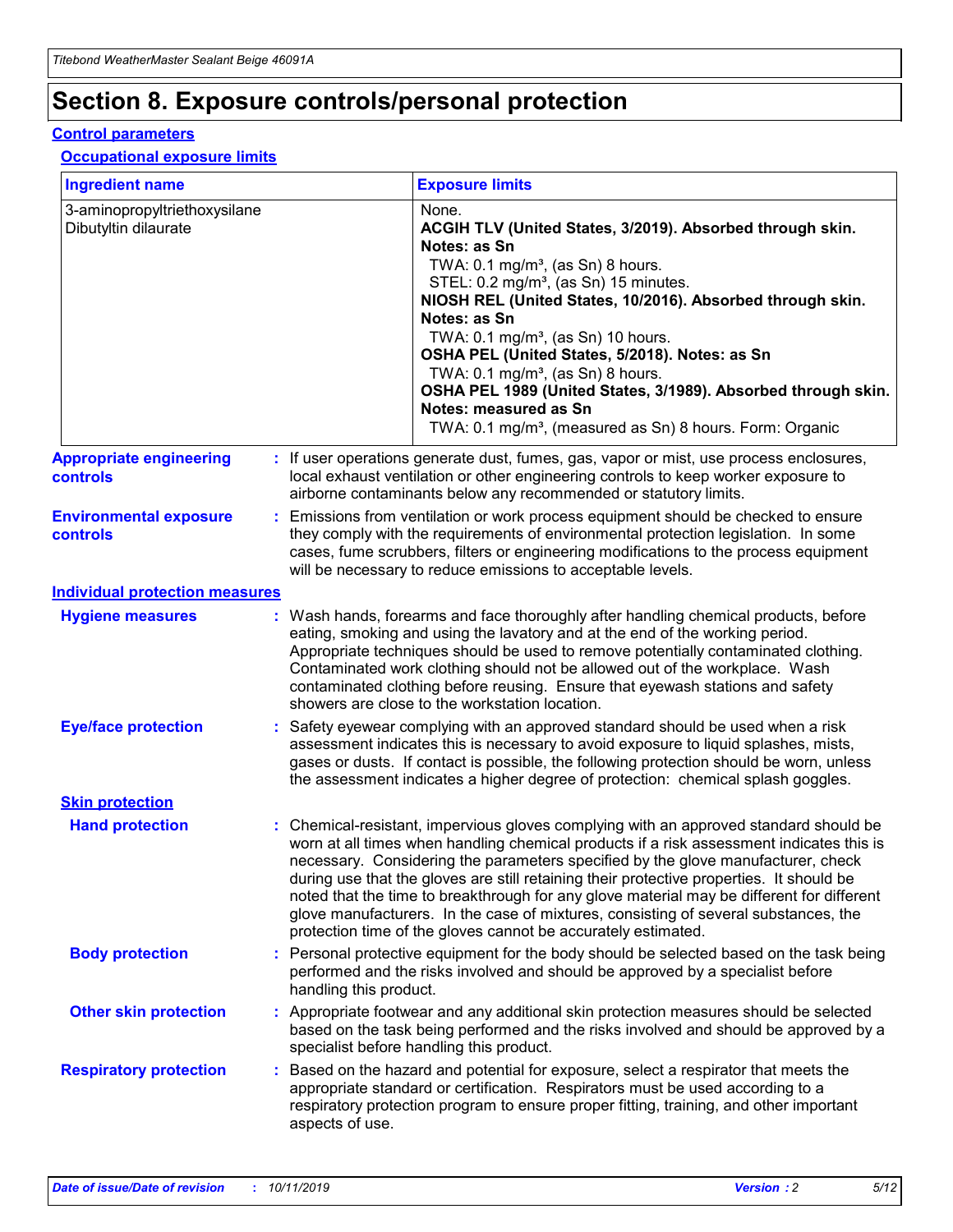# Section 8. Exposure controls/personal protection

## Control parameters

### Occupational exposure limits

| Ingredient name | Exposure limits |
|---|---|
| 3-aminopropyltriethoxysilane<br>Dibutyltin dilaurate | None.<br>**ACGIH TLV (United States, 3/2019). Absorbed through skin. Notes: as Sn**<br>TWA: 0.1 mg/m³, (as Sn) 8 hours.<br>STEL: 0.2 mg/m³, (as Sn) 15 minutes.<br>**NIOSH REL (United States, 10/2016). Absorbed through skin. Notes: as Sn**<br>TWA: 0.1 mg/m³, (as Sn) 10 hours.<br>**OSHA PEL (United States, 5/2018). Notes: as Sn**<br>TWA: 0.1 mg/m³, (as Sn) 8 hours.<br>**OSHA PEL 1989 (United States, 3/1989). Absorbed through skin. Notes: measured as Sn**<br>TWA: 0.1 mg/m³, (measured as Sn) 8 hours. Form: Organic |

**Appropriate engineering controls** : If user operations generate dust, fumes, gas, vapor or mist, use process enclosures, local exhaust ventilation or other engineering controls to keep worker exposure to airborne contaminants below any recommended or statutory limits.

**Environmental exposure controls** : Emissions from ventilation or work process equipment should be checked to ensure they comply with the requirements of environmental protection legislation. In some cases, fume scrubbers, filters or engineering modifications to the process equipment will be necessary to reduce emissions to acceptable levels.

## Individual protection measures

**Hygiene measures** : Wash hands, forearms and face thoroughly after handling chemical products, before eating, smoking and using the lavatory and at the end of the working period. Appropriate techniques should be used to remove potentially contaminated clothing. Contaminated work clothing should not be allowed out of the workplace. Wash contaminated clothing before reusing. Ensure that eyewash stations and safety showers are close to the workstation location.

**Eye/face protection** : Safety eyewear complying with an approved standard should be used when a risk assessment indicates this is necessary to avoid exposure to liquid splashes, mists, gases or dusts. If contact is possible, the following protection should be worn, unless the assessment indicates a higher degree of protection: chemical splash goggles.

### Skin protection

**Hand protection** : Chemical-resistant, impervious gloves complying with an approved standard should be worn at all times when handling chemical products if a risk assessment indicates this is necessary. Considering the parameters specified by the glove manufacturer, check during use that the gloves are still retaining their protective properties. It should be noted that the time to breakthrough for any glove material may be different for different glove manufacturers. In the case of mixtures, consisting of several substances, the protection time of the gloves cannot be accurately estimated.

**Body protection** : Personal protective equipment for the body should be selected based on the task being performed and the risks involved and should be approved by a specialist before handling this product.

**Other skin protection** : Appropriate footwear and any additional skin protection measures should be selected based on the task being performed and the risks involved and should be approved by a specialist before handling this product.

**Respiratory protection** : Based on the hazard and potential for exposure, select a respirator that meets the appropriate standard or certification. Respirators must be used according to a respiratory protection program to ensure proper fitting, training, and other important aspects of use.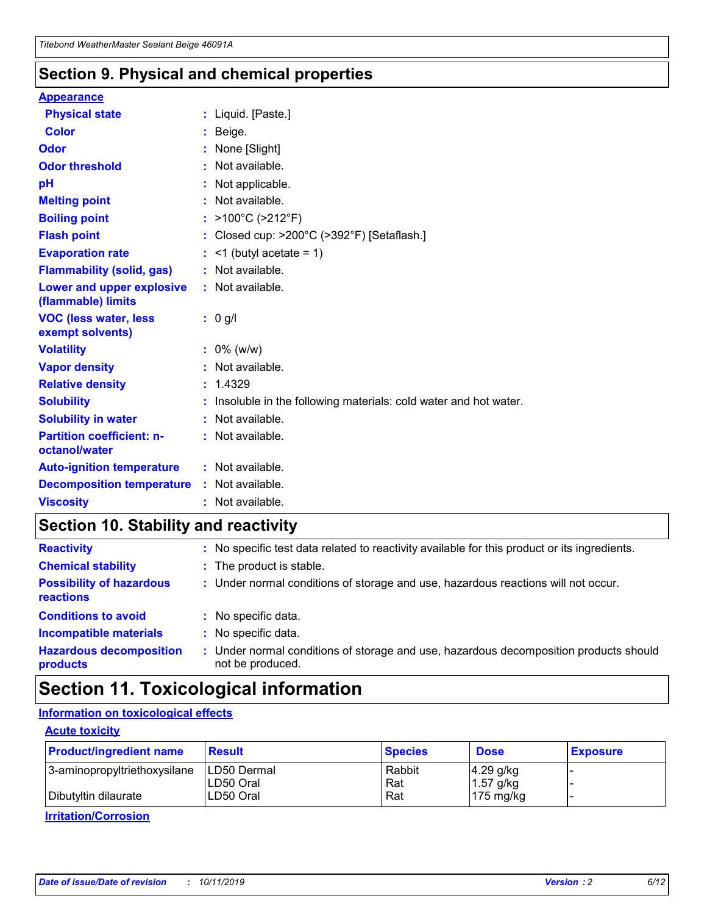## Section 9. Physical and chemical properties

### Appearance

| | |
|---|---|
| **Physical state** | : Liquid. [Paste.] |
| **Color** | : Beige. |
| **Odor** | : None [Slight] |
| **Odor threshold** | : Not available. |
| **pH** | : Not applicable. |
| **Melting point** | : Not available. |
| **Boiling point** | : >100°C (>212°F) |
| **Flash point** | : Closed cup: >200°C (>392°F) [Setaflash.] |
| **Evaporation rate** | : <1 (butyl acetate = 1) |
| **Flammability (solid, gas)** | : Not available. |
| **Lower and upper explosive (flammable) limits** | : Not available. |
| **VOC (less water, less exempt solvents)** | : 0 g/l |
| **Volatility** | : 0% (w/w) |
| **Vapor density** | : Not available. |
| **Relative density** | : 1.4329 |
| **Solubility** | : Insoluble in the following materials: cold water and hot water. |
| **Solubility in water** | : Not available. |
| **Partition coefficient: n-octanol/water** | : Not available. |
| **Auto-ignition temperature** | : Not available. |
| **Decomposition temperature** | : Not available. |
| **Viscosity** | : Not available. |

## Section 10. Stability and reactivity

| | |
|---|---|
| **Reactivity** | : No specific test data related to reactivity available for this product or its ingredients. |
| **Chemical stability** | : The product is stable. |
| **Possibility of hazardous reactions** | : Under normal conditions of storage and use, hazardous reactions will not occur. |
| **Conditions to avoid** | : No specific data. |
| **Incompatible materials** | : No specific data. |
| **Hazardous decomposition products** | : Under normal conditions of storage and use, hazardous decomposition products should not be produced. |

## Section 11. Toxicological information

### Information on toxicological effects

#### Acute toxicity

| Product/ingredient name | Result | Species | Dose | Exposure |
|---|---|---|---|---|
| 3-aminopropyltriethoxysilane | LD50 Dermal | Rabbit | 4.29 g/kg | - |
| | LD50 Oral | Rat | 1.57 g/kg | - |
| Dibutyltin dilaurate | LD50 Oral | Rat | 175 mg/kg | - |

#### Irritation/Corrosion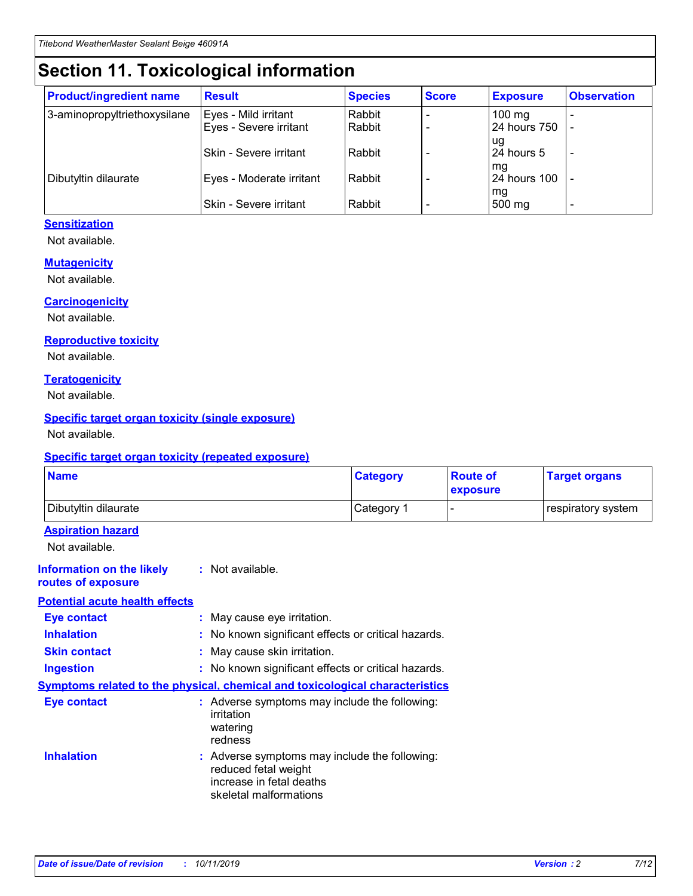# Section 11. Toxicological information

| Product/ingredient name | Result | Species | Score | Exposure | Observation |
|---|---|---|---|---|---|
| 3-aminopropyltriethoxysilane | Eyes - Mild irritant | Rabbit | - | 100 mg | - |
| | Eyes - Severe irritant | Rabbit | - | 24 hours 750 ug | - |
| | Skin - Severe irritant | Rabbit | - | 24 hours 5 mg | - |
| Dibutyltin dilaurate | Eyes - Moderate irritant | Rabbit | - | 24 hours 100 mg | - |
| | Skin - Severe irritant | Rabbit | - | 500 mg | - |

### Sensitization

Not available.

### Mutagenicity

Not available.

### Carcinogenicity

Not available.

### Reproductive toxicity

Not available.

### Teratogenicity

Not available.

### Specific target organ toxicity (single exposure)

Not available.

### Specific target organ toxicity (repeated exposure)

| Name | Category | Route of exposure | Target organs |
|---|---|---|---|
| Dibutyltin dilaurate | Category 1 | - | respiratory system |

### Aspiration hazard

Not available.

**Information on the likely routes of exposure** : Not available.

### Potential acute health effects

**Eye contact** : May cause eye irritation.

**Inhalation** : No known significant effects or critical hazards.

**Skin contact** : May cause skin irritation.

**Ingestion** : No known significant effects or critical hazards.

### Symptoms related to the physical, chemical and toxicological characteristics

**Eye contact** : Adverse symptoms may include the following:
irritation
watering
redness

**Inhalation** : Adverse symptoms may include the following:
reduced fetal weight
increase in fetal deaths
skeletal malformations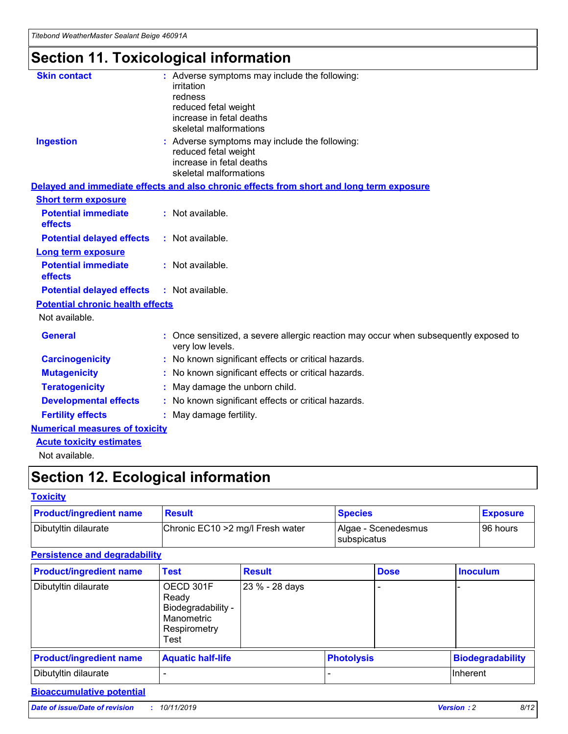# Section 11. Toxicological information

**Skin contact** : Adverse symptoms may include the following:
irritation
redness
reduced fetal weight
increase in fetal deaths
skeletal malformations

**Ingestion** : Adverse symptoms may include the following:
reduced fetal weight
increase in fetal deaths
skeletal malformations

## Delayed and immediate effects and also chronic effects from short and long term exposure

### Short term exposure

**Potential immediate effects** : Not available.

**Potential delayed effects** : Not available.

### Long term exposure

**Potential immediate effects** : Not available.

**Potential delayed effects** : Not available.

### Potential chronic health effects

Not available.

**General** : Once sensitized, a severe allergic reaction may occur when subsequently exposed to very low levels.

**Carcinogenicity** : No known significant effects or critical hazards.

**Mutagenicity** : No known significant effects or critical hazards.

**Teratogenicity** : May damage the unborn child.

**Developmental effects** : No known significant effects or critical hazards.

**Fertility effects** : May damage fertility.

## Numerical measures of toxicity

### Acute toxicity estimates

Not available.

# Section 12. Ecological information

## Toxicity

| Product/ingredient name | Result | Species | Exposure |
|---|---|---|---|
| Dibutyltin dilaurate | Chronic EC10 >2 mg/l Fresh water | Algae - Scenedesmus subspicatus | 96 hours |

## Persistence and degradability

| Product/ingredient name | Test | Result | Dose | Inoculum |
|---|---|---|---|---|
| Dibutyltin dilaurate | OECD 301F Ready Biodegradability - Manometric Respirometry Test | 23 % - 28 days | - | - |

| Product/ingredient name | Aquatic half-life | Photolysis | Biodegradability |
|---|---|---|---|
| Dibutyltin dilaurate | - | - | Inherent |

## Bioaccumulative potential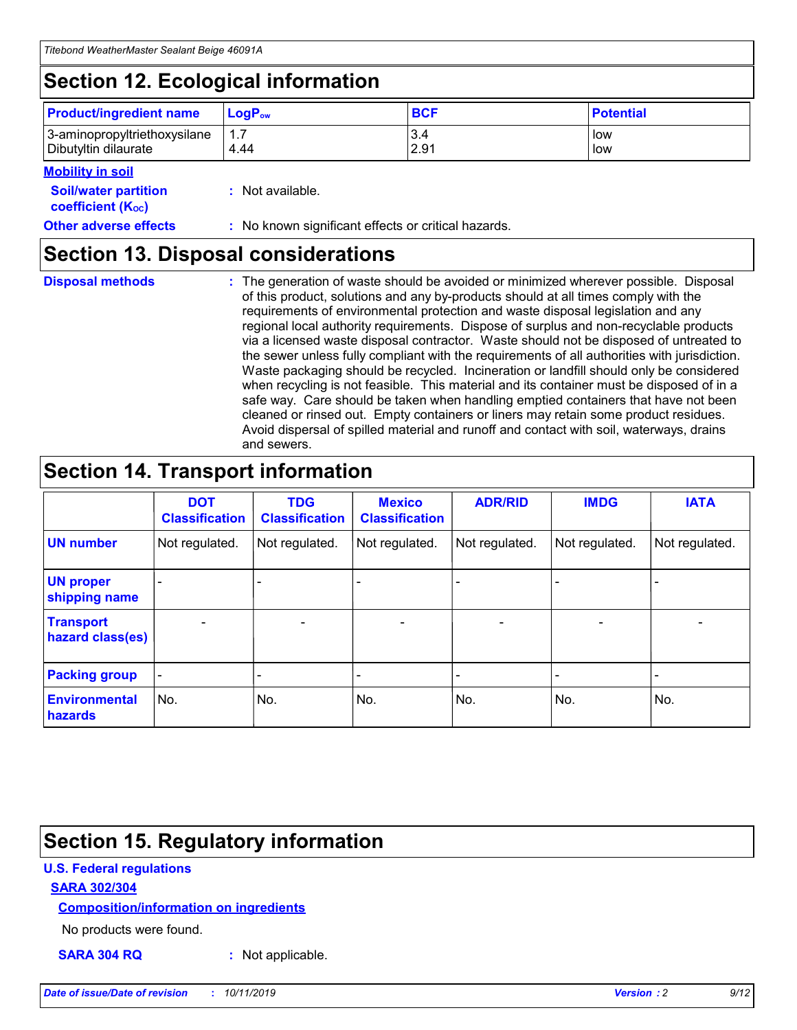## Section 12. Ecological information

| Product/ingredient name | $LogP_{ow}$ | BCF | Potential |
|---|---|---|---|
| 3-aminopropyltriethoxysilane | 1.7 | 3.4 | low |
| Dibutyltin dilaurate | 4.44 | 2.91 | low |

**Mobility in soil**

**Soil/water partition coefficient ($K_{OC}$)** : Not available.

**Other adverse effects** : No known significant effects or critical hazards.

## Section 13. Disposal considerations

**Disposal methods** : The generation of waste should be avoided or minimized wherever possible. Disposal of this product, solutions and any by-products should at all times comply with the requirements of environmental protection and waste disposal legislation and any regional local authority requirements. Dispose of surplus and non-recyclable products via a licensed waste disposal contractor. Waste should not be disposed of untreated to the sewer unless fully compliant with the requirements of all authorities with jurisdiction. Waste packaging should be recycled. Incineration or landfill should only be considered when recycling is not feasible. This material and its container must be disposed of in a safe way. Care should be taken when handling emptied containers that have not been cleaned or rinsed out. Empty containers or liners may retain some product residues. Avoid dispersal of spilled material and runoff and contact with soil, waterways, drains and sewers.

## Section 14. Transport information

| | DOT Classification | TDG Classification | Mexico Classification | ADR/RID | IMDG | IATA |
|---|---|---|---|---|---|---|
| UN number | Not regulated. | Not regulated. | Not regulated. | Not regulated. | Not regulated. | Not regulated. |
| UN proper shipping name | - | - | - | - | - | - |
| Transport hazard class(es) | - | - | - | - | - | - |
| Packing group | - | - | - | - | - | - |
| Environmental hazards | No. | No. | No. | No. | No. | No. |

## Section 15. Regulatory information

**U.S. Federal regulations**

**SARA 302/304**

**Composition/information on ingredients**

No products were found.

**SARA 304 RQ** : Not applicable.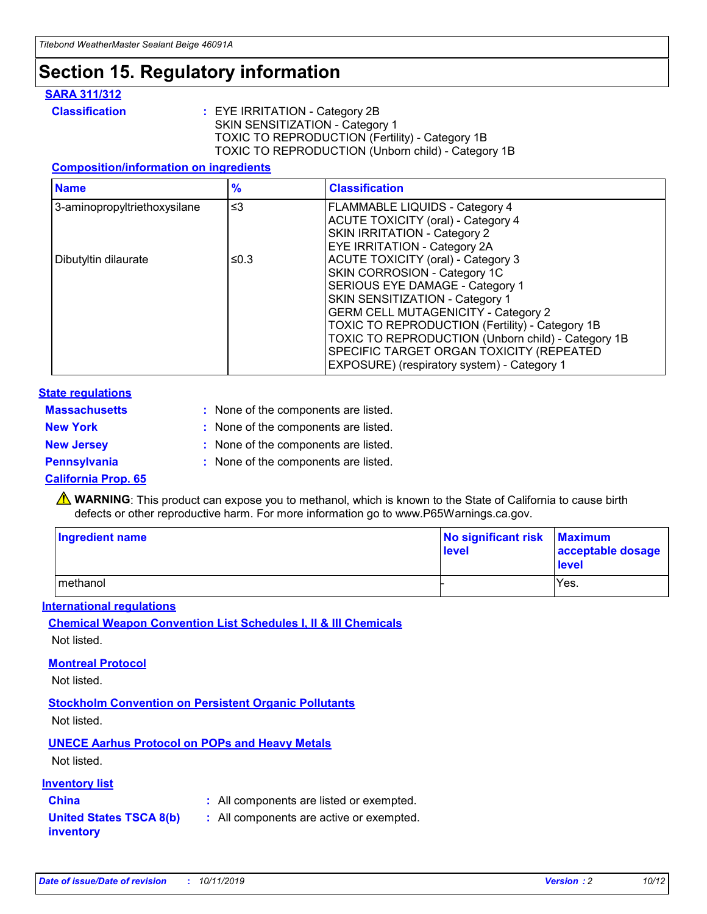# Section 15. Regulatory information

**SARA 311/312**

**Classification** : EYE IRRITATION - Category 2B
SKIN SENSITIZATION - Category 1
TOXIC TO REPRODUCTION (Fertility) - Category 1B
TOXIC TO REPRODUCTION (Unborn child) - Category 1B

**Composition/information on ingredients**

| Name | % | Classification |
|---|---|---|
| 3-aminopropyltriethoxysilane | ≤3 | FLAMMABLE LIQUIDS - Category 4<br>ACUTE TOXICITY (oral) - Category 4<br>SKIN IRRITATION - Category 2<br>EYE IRRITATION - Category 2A |
| Dibutyltin dilaurate | ≤0.3 | ACUTE TOXICITY (oral) - Category 3<br>SKIN CORROSION - Category 1C<br>SERIOUS EYE DAMAGE - Category 1<br>SKIN SENSITIZATION - Category 1<br>GERM CELL MUTAGENICITY - Category 2<br>TOXIC TO REPRODUCTION (Fertility) - Category 1B<br>TOXIC TO REPRODUCTION (Unborn child) - Category 1B<br>SPECIFIC TARGET ORGAN TOXICITY (REPEATED EXPOSURE) (respiratory system) - Category 1 |

**State regulations**

**Massachusetts** : None of the components are listed.

**New York** : None of the components are listed.

**New Jersey** : None of the components are listed.

**Pennsylvania** : None of the components are listed.

**California Prop. 65**

⚠ **WARNING**: This product can expose you to methanol, which is known to the State of California to cause birth defects or other reproductive harm. For more information go to www.P65Warnings.ca.gov.

| Ingredient name | No significant risk level | Maximum acceptable dosage level |
|---|---|---|
| methanol | - | Yes. |

**International regulations**

**Chemical Weapon Convention List Schedules I, II & III Chemicals**

Not listed.

**Montreal Protocol**

Not listed.

**Stockholm Convention on Persistent Organic Pollutants**

Not listed.

**UNECE Aarhus Protocol on POPs and Heavy Metals**

Not listed.

**Inventory list**

**China** : All components are listed or exempted.

**United States TSCA 8(b) inventory** : All components are active or exempted.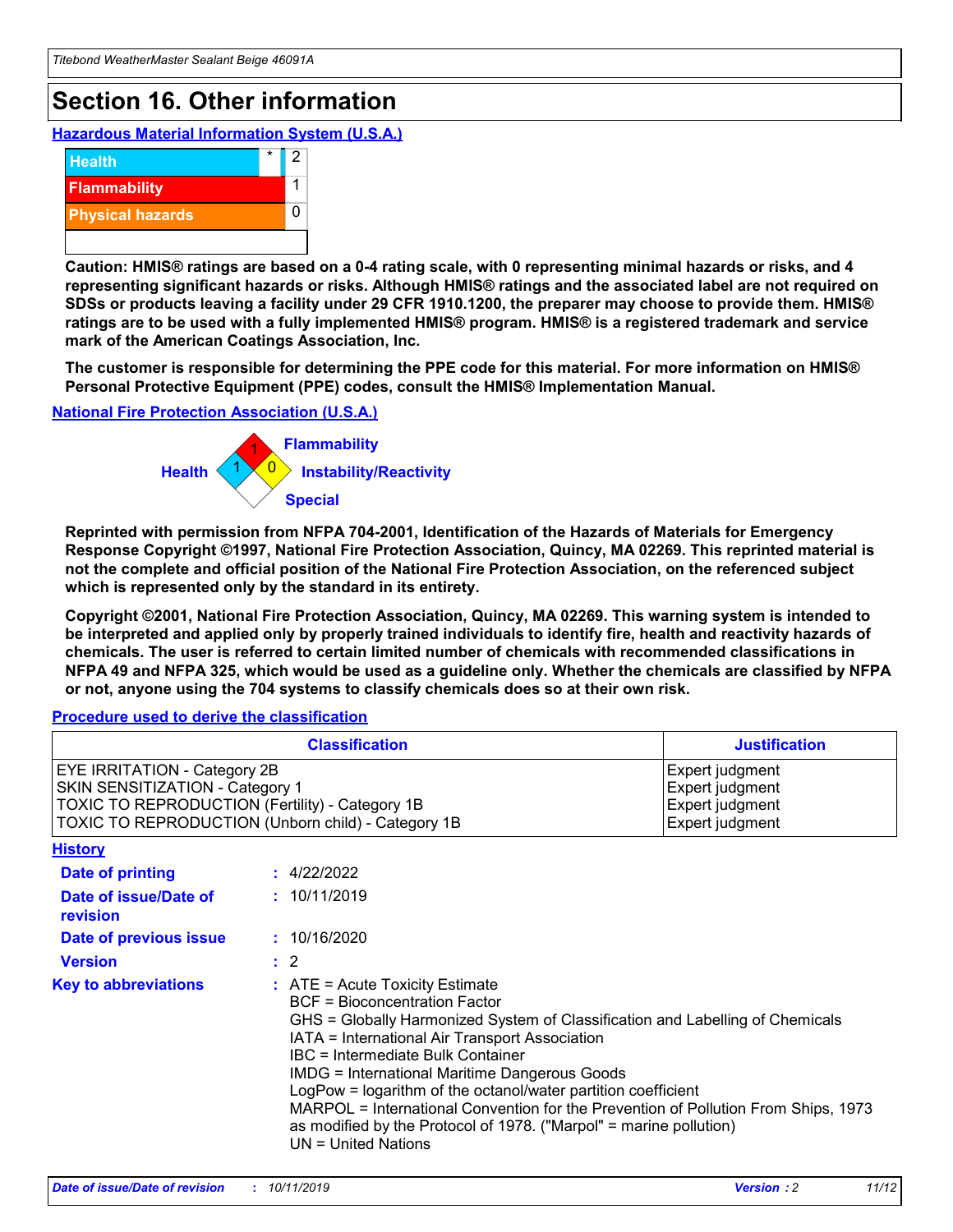# Section 16. Other information

**Hazardous Material Information System (U.S.A.)**

| | | |
|---|---|---|
| Health | * | 2 |
| Flammability | | 1 |
| Physical hazards | | 0 |

**Caution: HMIS® ratings are based on a 0-4 rating scale, with 0 representing minimal hazards or risks, and 4 representing significant hazards or risks. Although HMIS® ratings and the associated label are not required on SDSs or products leaving a facility under 29 CFR 1910.1200, the preparer may choose to provide them. HMIS® ratings are to be used with a fully implemented HMIS® program. HMIS® is a registered trademark and service mark of the American Coatings Association, Inc.**

**The customer is responsible for determining the PPE code for this material. For more information on HMIS® Personal Protective Equipment (PPE) codes, consult the HMIS® Implementation Manual.**

**National Fire Protection Association (U.S.A.)**

Health: 1
Flammability: 1
Instability/Reactivity: 0
Special:

**Reprinted with permission from NFPA 704-2001, Identification of the Hazards of Materials for Emergency Response Copyright ©1997, National Fire Protection Association, Quincy, MA 02269. This reprinted material is not the complete and official position of the National Fire Protection Association, on the referenced subject which is represented only by the standard in its entirety.**

**Copyright ©2001, National Fire Protection Association, Quincy, MA 02269. This warning system is intended to be interpreted and applied only by properly trained individuals to identify fire, health and reactivity hazards of chemicals. The user is referred to certain limited number of chemicals with recommended classifications in NFPA 49 and NFPA 325, which would be used as a guideline only. Whether the chemicals are classified by NFPA or not, anyone using the 704 systems to classify chemicals does so at their own risk.**

**Procedure used to derive the classification**

| Classification | Justification |
|---|---|
| EYE IRRITATION - Category 2B | Expert judgment |
| SKIN SENSITIZATION - Category 1 | Expert judgment |
| TOXIC TO REPRODUCTION (Fertility) - Category 1B | Expert judgment |
| TOXIC TO REPRODUCTION (Unborn child) - Category 1B | Expert judgment |

**History**

**Date of printing** : 4/22/2022

**Date of issue/Date of revision** : 10/11/2019

**Date of previous issue** : 10/16/2020

**Version** : 2

**Key to abbreviations** :
ATE = Acute Toxicity Estimate
BCF = Bioconcentration Factor
GHS = Globally Harmonized System of Classification and Labelling of Chemicals
IATA = International Air Transport Association
IBC = Intermediate Bulk Container
IMDG = International Maritime Dangerous Goods
LogPow = logarithm of the octanol/water partition coefficient
MARPOL = International Convention for the Prevention of Pollution From Ships, 1973 as modified by the Protocol of 1978. ("Marpol" = marine pollution)
UN = United Nations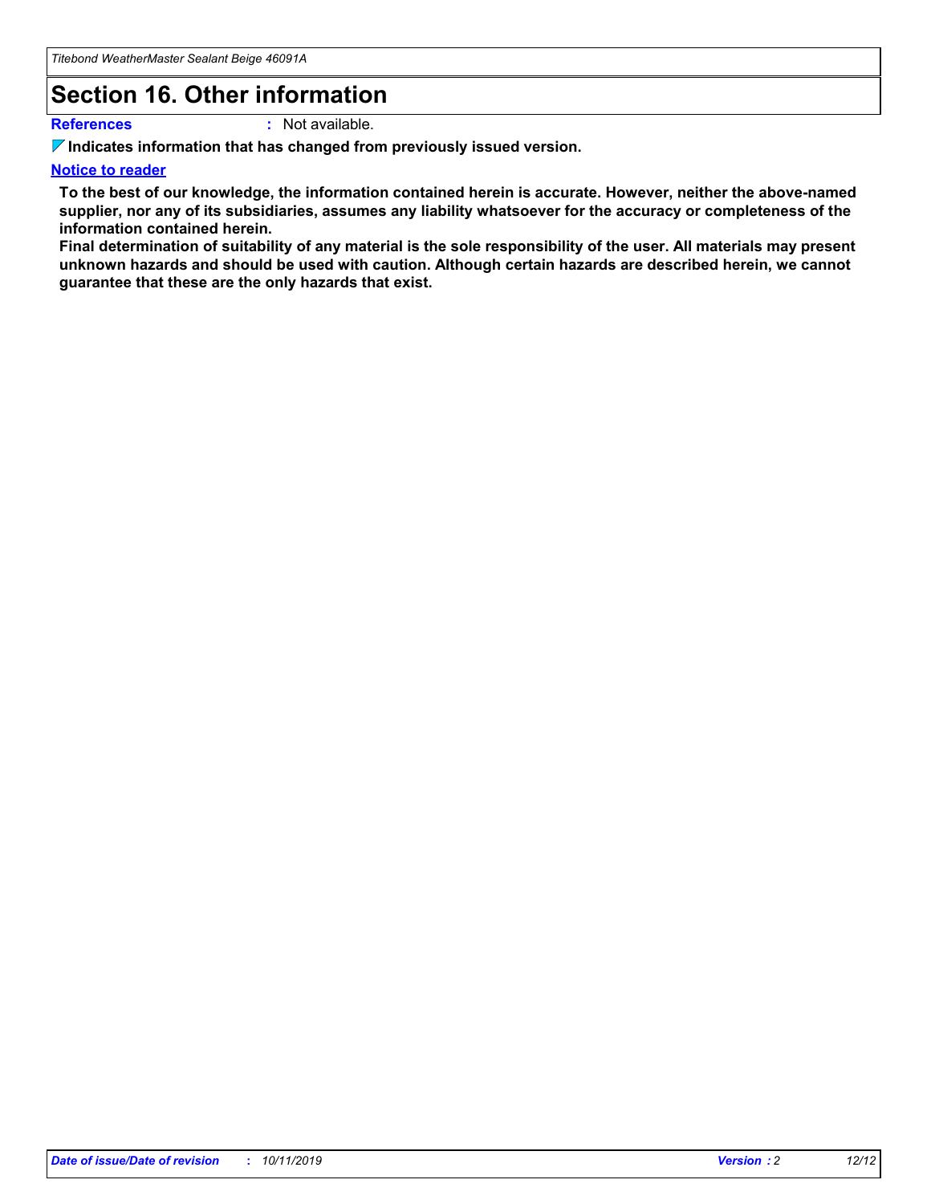# Section 16. Other information

**References** : Not available.

**Indicates information that has changed from previously issued version.**

**Notice to reader**

**To the best of our knowledge, the information contained herein is accurate. However, neither the above-named supplier, nor any of its subsidiaries, assumes any liability whatsoever for the accuracy or completeness of the information contained herein.**

**Final determination of suitability of any material is the sole responsibility of the user. All materials may present unknown hazards and should be used with caution. Although certain hazards are described herein, we cannot guarantee that these are the only hazards that exist.**